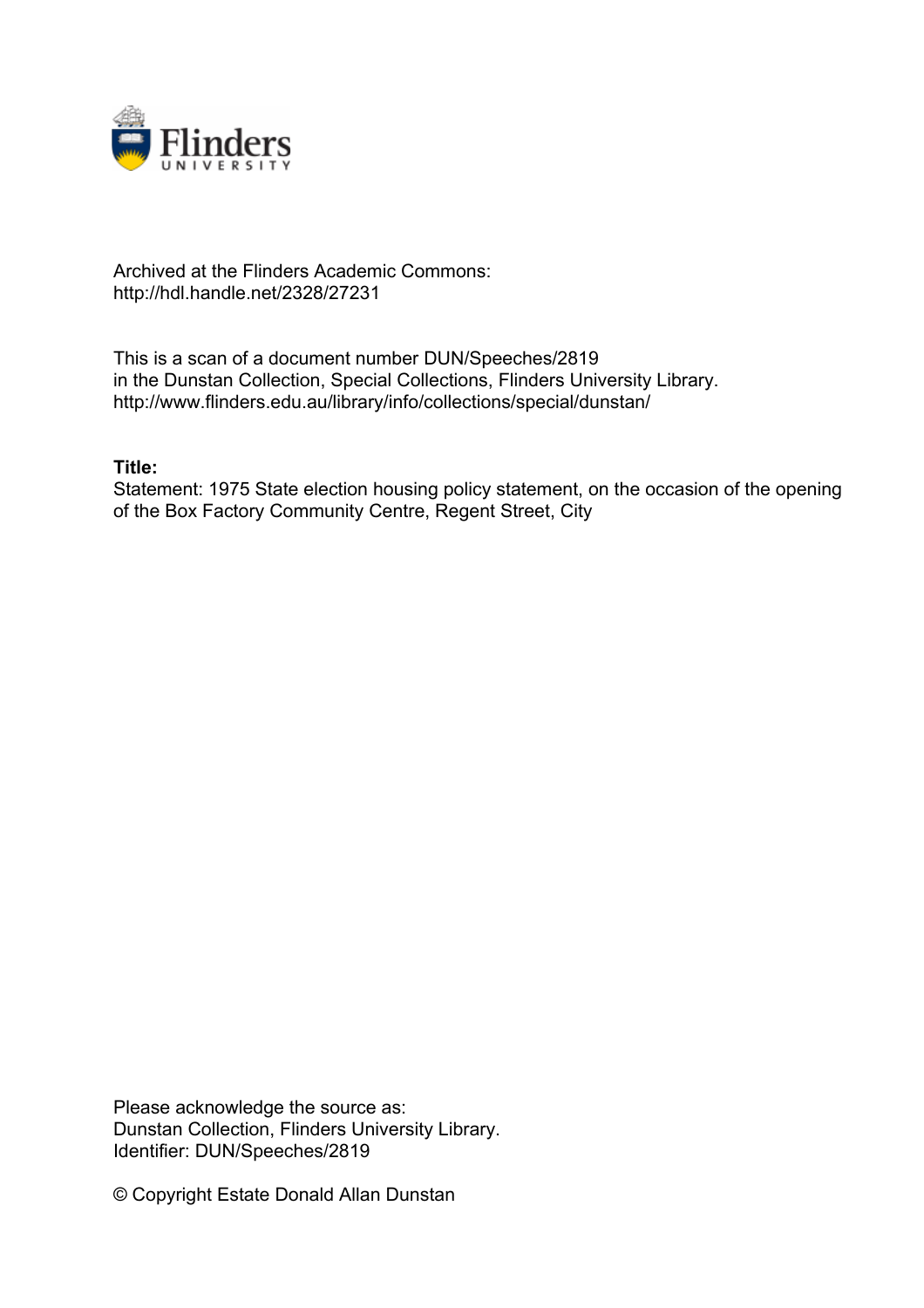Archived at the Flinders Academic Commons:
http://hdl.handle.net/2328/27231

This is a scan of a document number DUN/Speeches/2819
in the Dunstan Collection, Special Collections, Flinders University Library.
http://www.flinders.edu.au/library/info/collections/special/dunstan/

**Title:**
Statement: 1975 State election housing policy statement, on the occasion of the opening of the Box Factory Community Centre, Regent Street, City

Please acknowledge the source as:
Dunstan Collection, Flinders University Library.
Identifier: DUN/Speeches/2819

© Copyright Estate Donald Allan Dunstan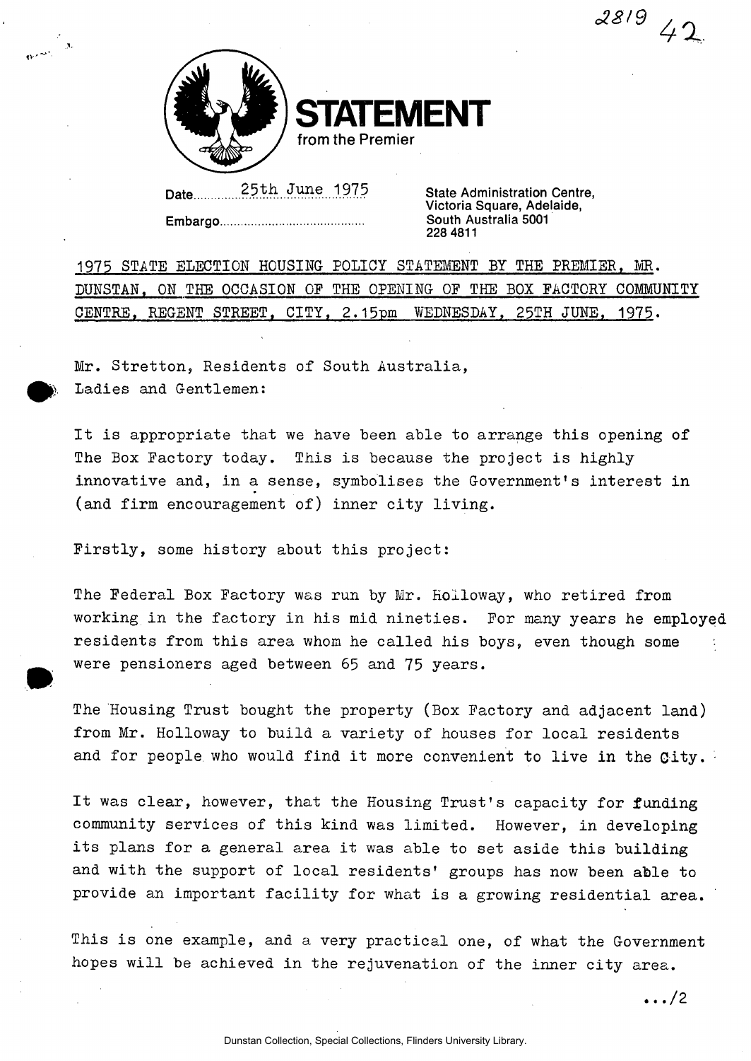# STATEMENT
from the Premier

Date 25th June 1975

Embargo..........................................

State Administration Centre,
Victoria Square, Adelaide,
South Australia 5001
228 4811

1975 STATE ELECTION HOUSING POLICY STATEMENT BY THE PREMIER, MR. DUNSTAN, ON THE OCCASION OF THE OPENING OF THE BOX FACTORY COMMUNITY CENTRE, REGENT STREET, CITY, 2.15pm WEDNESDAY, 25TH JUNE, 1975.

Mr. Stretton, Residents of South Australia,
Ladies and Gentlemen:

It is appropriate that we have been able to arrange this opening of The Box Factory today. This is because the project is highly innovative and, in a sense, symbolises the Government's interest in (and firm encouragement of) inner city living.

Firstly, some history about this project:

The Federal Box Factory was run by Mr. Holloway, who retired from working in the factory in his mid nineties. For many years he employed residents from this area whom he called his boys, even though some were pensioners aged between 65 and 75 years.

The Housing Trust bought the property (Box Factory and adjacent land) from Mr. Holloway to build a variety of houses for local residents and for people who would find it more convenient to live in the City.

It was clear, however, that the Housing Trust's capacity for funding community services of this kind was limited. However, in developing its plans for a general area it was able to set aside this building and with the support of local residents' groups has now been able to provide an important facility for what is a growing residential area.

This is one example, and a very practical one, of what the Government hopes will be achieved in the rejuvenation of the inner city area.

.../2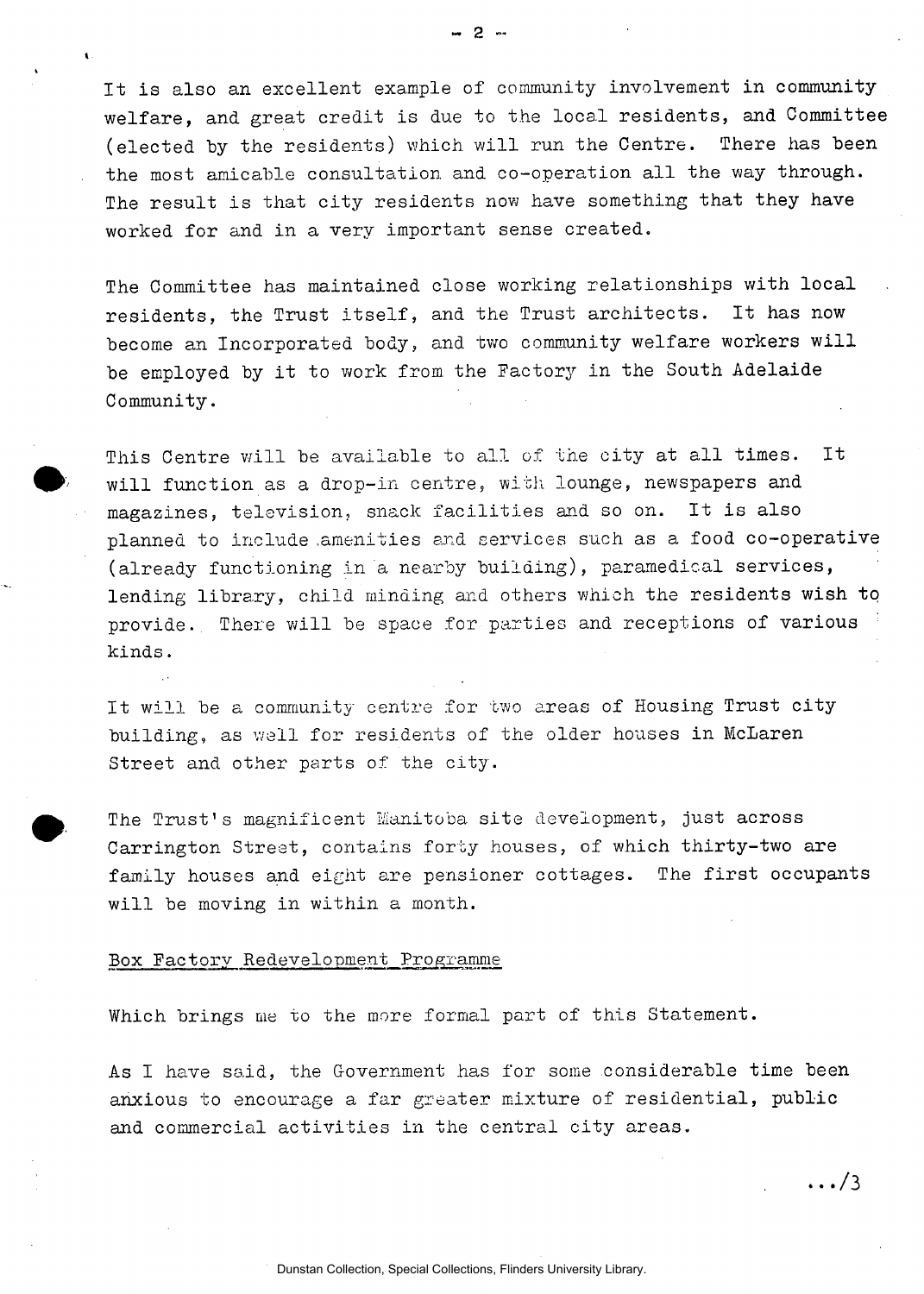It is also an excellent example of community involvement in community welfare, and great credit is due to the local residents, and Committee (elected by the residents) which will run the Centre. There has been the most amicable consultation and co-operation all the way through. The result is that city residents now have something that they have worked for and in a very important sense created.

The Committee has maintained close working relationships with local residents, the Trust itself, and the Trust architects. It has now become an Incorporated body, and two community welfare workers will be employed by it to work from the Factory in the South Adelaide Community.

This Centre will be available to all of the city at all times. It will function as a drop-in centre, with lounge, newspapers and magazines, television, snack facilities and so on. It is also planned to include amenities and services such as a food co-operative (already functioning in a nearby building), paramedical services, lending library, child minding and others which the residents wish to provide. There will be space for parties and receptions of various kinds.

It will be a community centre for two areas of Housing Trust city building, as well for residents of the older houses in McLaren Street and other parts of the city.

The Trust's magnificent Manitoba site development, just across Carrington Street, contains forty houses, of which thirty-two are family houses and eight are pensioner cottages. The first occupants will be moving in within a month.

Box Factory Redevelopment Programme

Which brings me to the more formal part of this Statement.

As I have said, the Government has for some considerable time been anxious to encourage a far greater mixture of residential, public and commercial activities in the central city areas.

.../3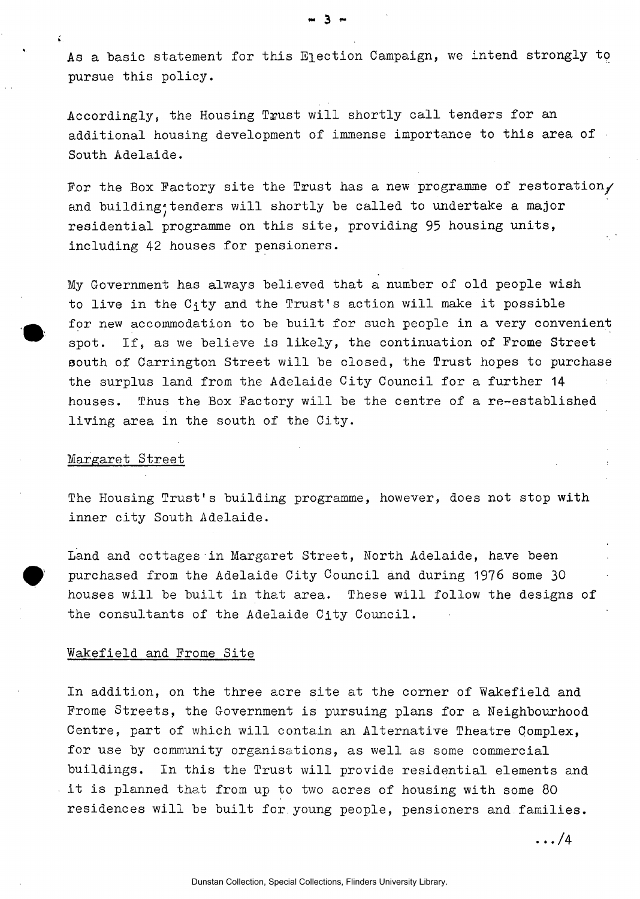As a basic statement for this Election Campaign, we intend strongly to pursue this policy.

Accordingly, the Housing Trust will shortly call tenders for an additional housing development of immense importance to this area of South Adelaide.

For the Box Factory site the Trust has a new programme of restoration/and building; tenders will shortly be called to undertake a major residential programme on this site, providing 95 housing units, including 42 houses for pensioners.

My Government has always believed that a number of old people wish to live in the City and the Trust's action will make it possible for new accommodation to be built for such people in a very convenient spot. If, as we believe is likely, the continuation of Frome Street south of Carrington Street will be closed, the Trust hopes to purchase the surplus land from the Adelaide City Council for a further 14 houses. Thus the Box Factory will be the centre of a re-established living area in the south of the City.

Margaret Street

The Housing Trust's building programme, however, does not stop with inner city South Adelaide.

Land and cottages in Margaret Street, North Adelaide, have been purchased from the Adelaide City Council and during 1976 some 30 houses will be built in that area. These will follow the designs of the consultants of the Adelaide City Council.

Wakefield and Frome Site

In addition, on the three acre site at the corner of Wakefield and Frome Streets, the Government is pursuing plans for a Neighbourhood Centre, part of which will contain an Alternative Theatre Complex, for use by community organisations, as well as some commercial buildings. In this the Trust will provide residential elements and it is planned that from up to two acres of housing with some 80 residences will be built for young people, pensioners and families.

.../4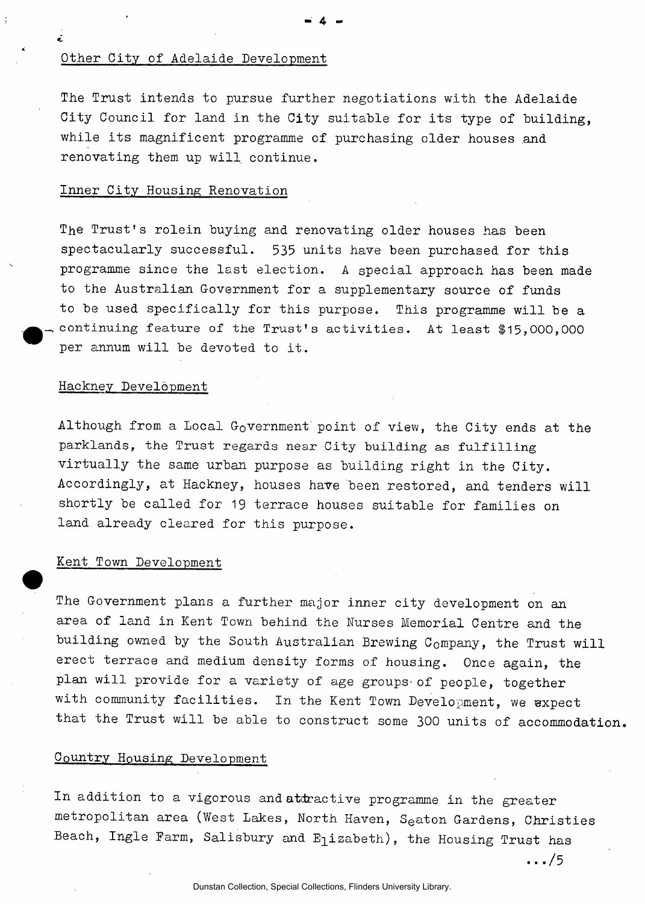## Other City of Adelaide Development

The Trust intends to pursue further negotiations with the Adelaide City Council for land in the City suitable for its type of building, while its magnificent programme of purchasing older houses and renovating them up will continue.

## Inner City Housing Renovation

The Trust's rolein buying and renovating older houses has been spectacularly successful. 535 units have been purchased for this programme since the last election. A special approach has been made to the Australian Government for a supplementary source of funds to be used specifically for this purpose. This programme will be a continuing feature of the Trust's activities. At least $15,000,000 per annum will be devoted to it.

## Hackney Development

Although from a Local Government point of view, the City ends at the parklands, the Trust regards near City building as fulfilling virtually the same urban purpose as building right in the City. Accordingly, at Hackney, houses have been restored, and tenders will shortly be called for 19 terrace houses suitable for families on land already cleared for this purpose.

## Kent Town Development

The Government plans a further major inner city development on an area of land in Kent Town behind the Nurses Memorial Centre and the building owned by the South Australian Brewing Company, the Trust will erect terrace and medium density forms of housing. Once again, the plan will provide for a variety of age groups of people, together with community facilities. In the Kent Town Development, we expect that the Trust will be able to construct some 300 units of accommodation.

## Country Housing Development

In addition to a vigorous and attractive programme in the greater metropolitan area (West Lakes, North Haven, Seaton Gardens, Christies Beach, Ingle Farm, Salisbury and Elizabeth), the Housing Trust has

.../5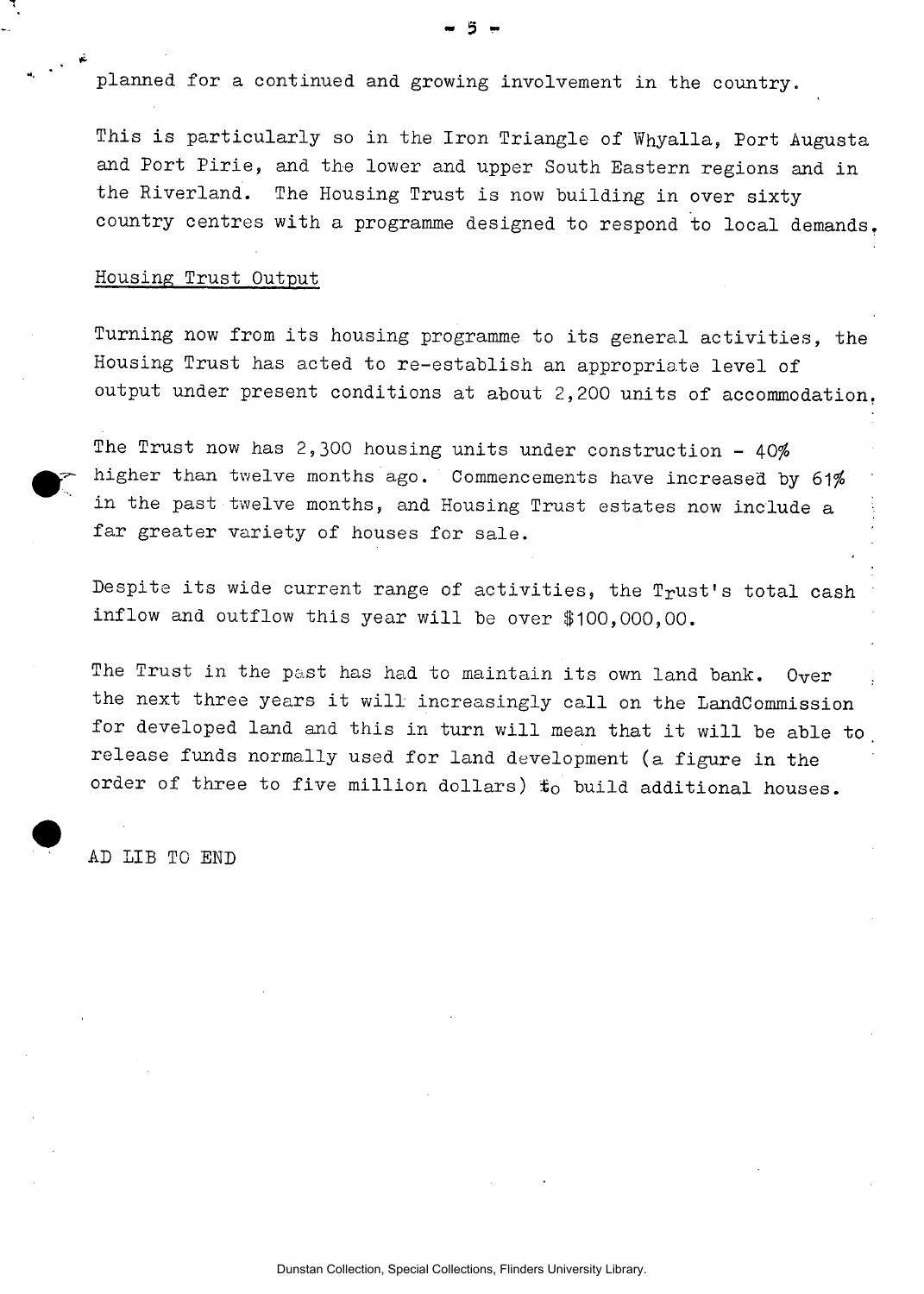planned for a continued and growing involvement in the country.

This is particularly so in the Iron Triangle of Whyalla, Port Augusta and Port Pirie, and the lower and upper South Eastern regions and in the Riverland. The Housing Trust is now building in over sixty country centres with a programme designed to respond to local demands.

## Housing Trust Output

Turning now from its housing programme to its general activities, the Housing Trust has acted to re-establish an appropriate level of output under present conditions at about 2,200 units of accommodation.

The Trust now has 2,300 housing units under construction - 40% higher than twelve months ago. Commencements have increased by 61% in the past twelve months, and Housing Trust estates now include a far greater variety of houses for sale.

Despite its wide current range of activities, the Trust's total cash inflow and outflow this year will be over $100,000,00.

The Trust in the past has had to maintain its own land bank. Over the next three years it will increasingly call on the LandCommission for developed land and this in turn will mean that it will be able to release funds normally used for land development (a figure in the order of three to five million dollars) to build additional houses.

AD LIB TO END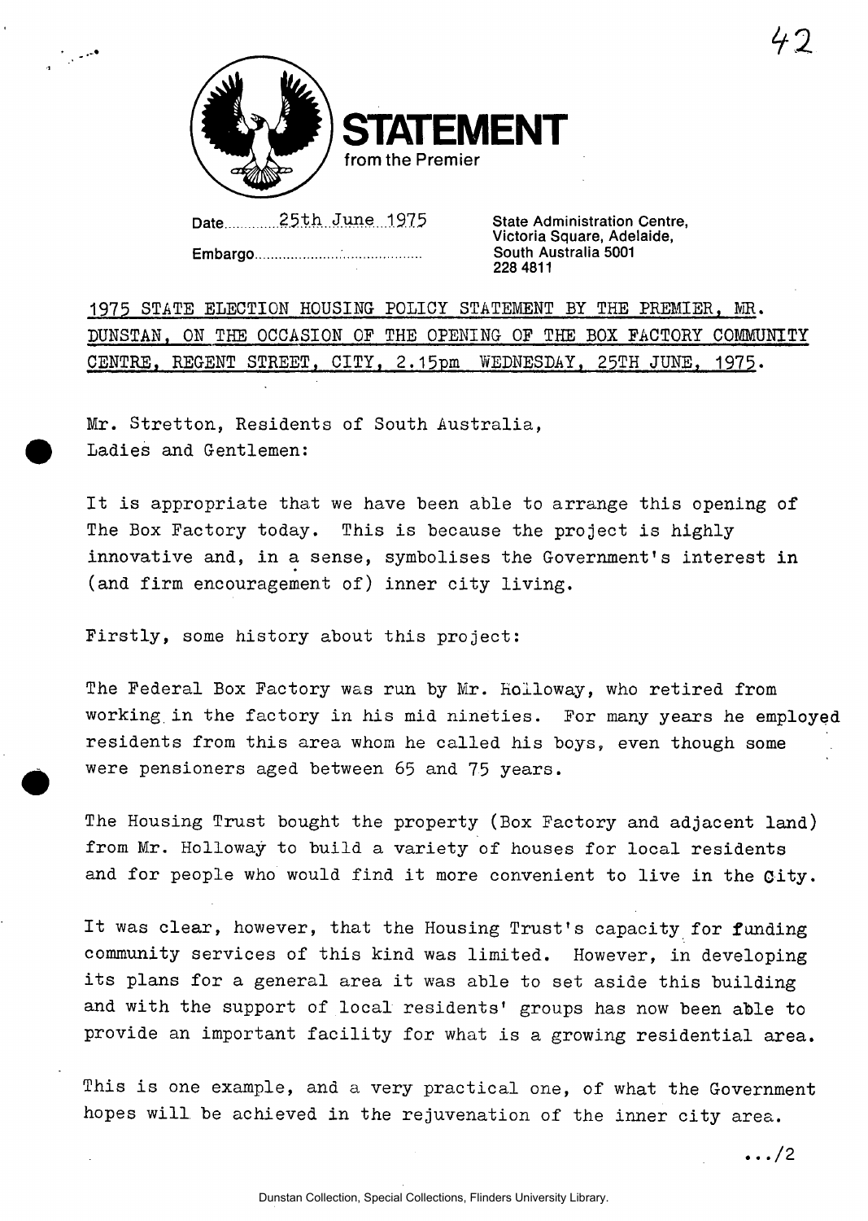**STATEMENT**
from the Premier

Date 25th June 1975

Embargo

State Administration Centre,
Victoria Square, Adelaide,
South Australia 5001
228 4811

1975 STATE ELECTION HOUSING POLICY STATEMENT BY THE PREMIER, MR. DUNSTAN, ON THE OCCASION OF THE OPENING OF THE BOX FACTORY COMMUNITY CENTRE, REGENT STREET, CITY, 2.15pm WEDNESDAY, 25TH JUNE, 1975.

Mr. Stretton, Residents of South Australia,
Ladies and Gentlemen:

It is appropriate that we have been able to arrange this opening of The Box Factory today. This is because the project is highly innovative and, in a sense, symbolises the Government's interest in (and firm encouragement of) inner city living.

Firstly, some history about this project:

The Federal Box Factory was run by Mr. Holloway, who retired from working in the factory in his mid nineties. For many years he employed residents from this area whom he called his boys, even though some were pensioners aged between 65 and 75 years.

The Housing Trust bought the property (Box Factory and adjacent land) from Mr. Holloway to build a variety of houses for local residents and for people who would find it more convenient to live in the City.

It was clear, however, that the Housing Trust's capacity for funding community services of this kind was limited. However, in developing its plans for a general area it was able to set aside this building and with the support of local residents' groups has now been able to provide an important facility for what is a growing residential area.

This is one example, and a very practical one, of what the Government hopes will be achieved in the rejuvenation of the inner city area.

.../2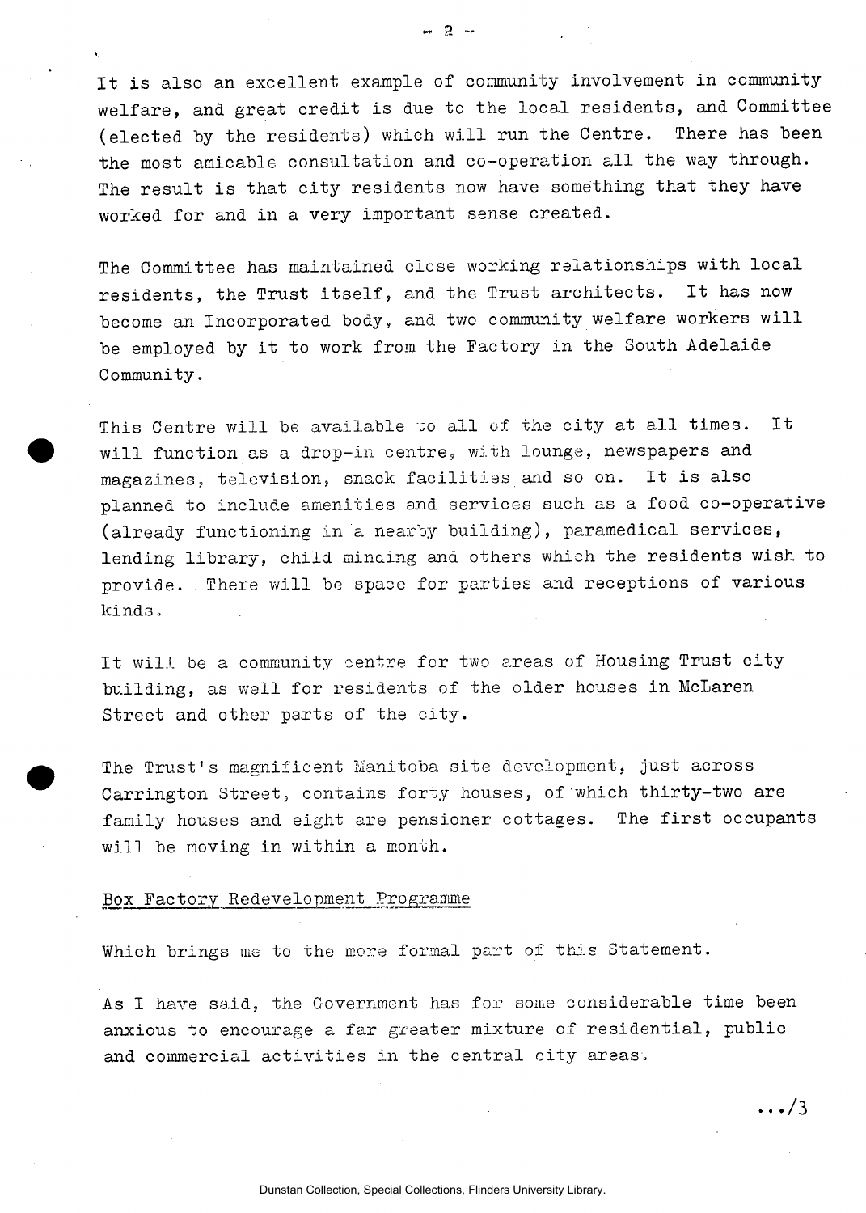It is also an excellent example of community involvement in community welfare, and great credit is due to the local residents, and Committee (elected by the residents) which will run the Centre. There has been the most amicable consultation and co-operation all the way through. The result is that city residents now have something that they have worked for and in a very important sense created.

The Committee has maintained close working relationships with local residents, the Trust itself, and the Trust architects. It has now become an Incorporated body, and two community welfare workers will be employed by it to work from the Factory in the South Adelaide Community.

This Centre will be available to all of the city at all times. It will function as a drop-in centre, with lounge, newspapers and magazines, television, snack facilities and so on. It is also planned to include amenities and services such as a food co-operative (already functioning in a nearby building), paramedical services, lending library, child minding and others which the residents wish to provide. There will be space for parties and receptions of various kinds.

It will be a community centre for two areas of Housing Trust city building, as well for residents of the older houses in McLaren Street and other parts of the city.

The Trust's magnificent Manitoba site development, just across Carrington Street, contains forty houses, of which thirty-two are family houses and eight are pensioner cottages. The first occupants will be moving in within a month.

## Box Factory Redevelopment Programme

Which brings me to the more formal part of this Statement.

As I have said, the Government has for some considerable time been anxious to encourage a far greater mixture of residential, public and commercial activities in the central city areas.

.../3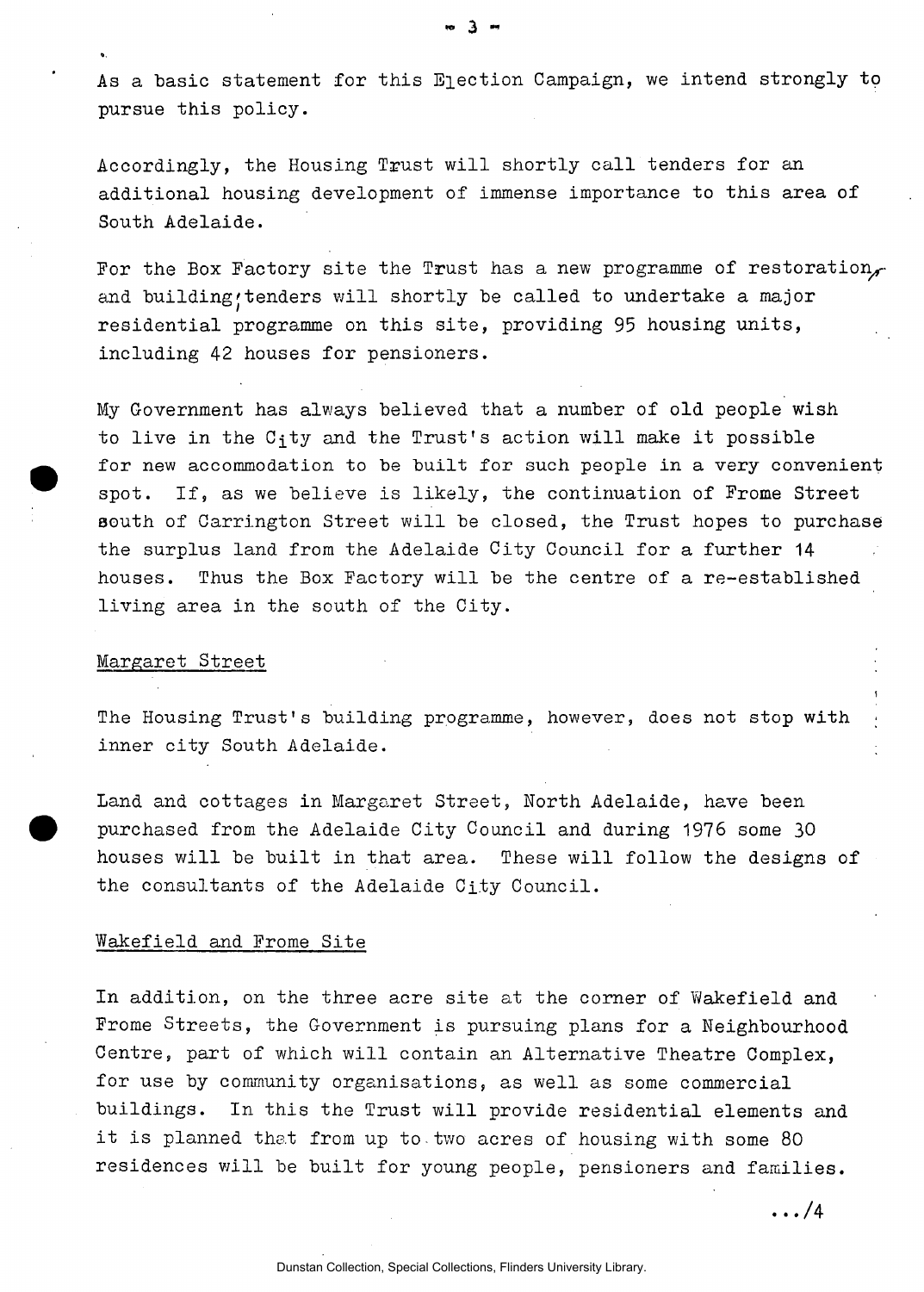As a basic statement for this Election Campaign, we intend strongly to pursue this policy.

Accordingly, the Housing Trust will shortly call tenders for an additional housing development of immense importance to this area of South Adelaide.

For the Box Factory site the Trust has a new programme of restoration, and building; tenders will shortly be called to undertake a major residential programme on this site, providing 95 housing units, including 42 houses for pensioners.

My Government has always believed that a number of old people wish to live in the City and the Trust's action will make it possible for new accommodation to be built for such people in a very convenient spot. If, as we believe is likely, the continuation of Frome Street south of Carrington Street will be closed, the Trust hopes to purchase the surplus land from the Adelaide City Council for a further 14 houses. Thus the Box Factory will be the centre of a re-established living area in the south of the City.

## Margaret Street

The Housing Trust's building programme, however, does not stop with inner city South Adelaide.

Land and cottages in Margaret Street, North Adelaide, have been purchased from the Adelaide City Council and during 1976 some 30 houses will be built in that area. These will follow the designs of the consultants of the Adelaide City Council.

## Wakefield and Frome Site

In addition, on the three acre site at the corner of Wakefield and Frome Streets, the Government is pursuing plans for a Neighbourhood Centre, part of which will contain an Alternative Theatre Complex, for use by community organisations, as well as some commercial buildings. In this the Trust will provide residential elements and it is planned that from up to two acres of housing with some 80 residences will be built for young people, pensioners and families.

.../4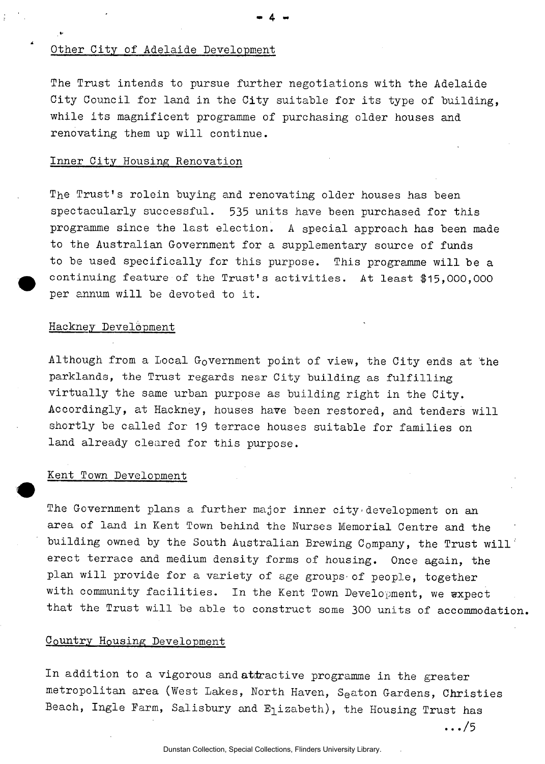## Other City of Adelaide Development

The Trust intends to pursue further negotiations with the Adelaide City Council for land in the City suitable for its type of building, while its magnificent programme of purchasing older houses and renovating them up will continue.

## Inner City Housing Renovation

The Trust's rolein buying and renovating older houses has been spectacularly successful. 535 units have been purchased for this programme since the last election. A special approach has been made to the Australian Government for a supplementary source of funds to be used specifically for this purpose. This programme will be a continuing feature of the Trust's activities. At least $15,000,000 per annum will be devoted to it.

## Hackney Development

Although from a Local Government point of view, the City ends at the parklands, the Trust regards near City building as fulfilling virtually the same urban purpose as building right in the City. Accordingly, at Hackney, houses have been restored, and tenders will shortly be called for 19 terrace houses suitable for families on land already cleared for this purpose.

## Kent Town Development

The Government plans a further major inner city development on an area of land in Kent Town behind the Nurses Memorial Centre and the building owned by the South Australian Brewing Company, the Trust will erect terrace and medium density forms of housing. Once again, the plan will provide for a variety of age groups of people, together with community facilities. In the Kent Town Development, we expect that the Trust will be able to construct some 300 units of accommodation.

## Country Housing Development

In addition to a vigorous and attractive programme in the greater metropolitan area (West Lakes, North Haven, Seaton Gardens, Christies Beach, Ingle Farm, Salisbury and Elizabeth), the Housing Trust has

.../5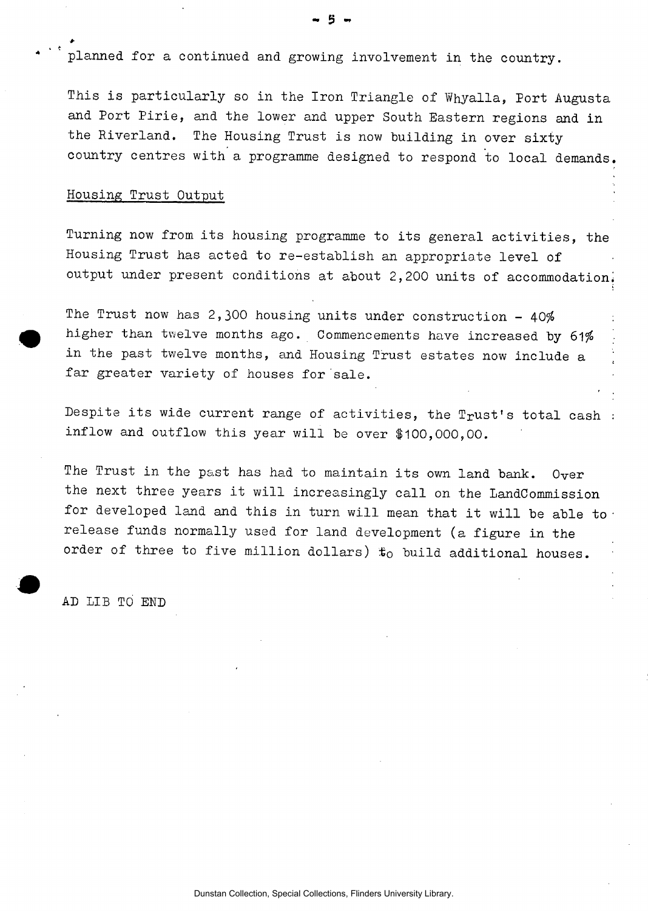planned for a continued and growing involvement in the country.

This is particularly so in the Iron Triangle of Whyalla, Port Augusta and Port Pirie, and the lower and upper South Eastern regions and in the Riverland. The Housing Trust is now building in over sixty country centres with a programme designed to respond to local demands.

## Housing Trust Output

Turning now from its housing programme to its general activities, the Housing Trust has acted to re-establish an appropriate level of output under present conditions at about 2,200 units of accommodation.

The Trust now has 2,300 housing units under construction - 40% higher than twelve months ago. Commencements have increased by 61% in the past twelve months, and Housing Trust estates now include a far greater variety of houses for sale.

Despite its wide current range of activities, the Trust's total cash inflow and outflow this year will be over $100,000,00.

The Trust in the past has had to maintain its own land bank. Over the next three years it will increasingly call on the LandCommission for developed land and this in turn will mean that it will be able to release funds normally used for land development (a figure in the order of three to five million dollars) to build additional houses.

AD LIB TO END

Dunstan Collection, Special Collections, Flinders University Library.